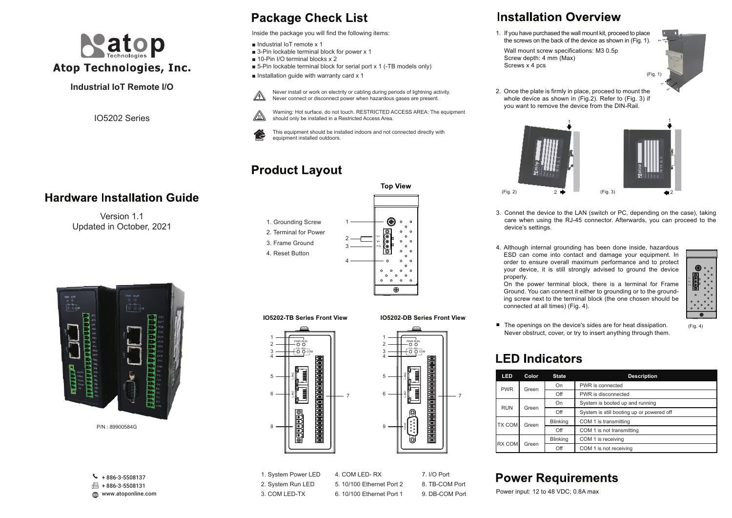# Atop Technologies, Inc.

**Industrial IoT Remote I/O**

IO5202 Series

## Hardware Installation Guide

Version 1.1
Updated in October, 2021

P/N : 89900584G

+ 886-3-5508137
+ 886-3-5508131
www.atoponline.com

## Package Check List

Inside the package you will find the following items:

- Industrial IoT remote x 1
- 3-Pin lockable terminal block for power x 1
- 10-Pin I/O terminal blocks x 2
- 5-Pin lockable terminal block for serial port x 1 (-TB models only)
- Installation guide with warranty card x 1

Never install or work on electrity or cabling during periods of lightning activity. Never connect or disconnect power when hazardous gases are present.

Warning: Hot surface, do not touch. RESTRICTED ACCESS AREA: The equipment should only be installed in a Restricted Access Area.

This equipment should be installed indoors and not connected directly with equipment installed outdoors.

## Product Layout

**Top View**

1. Grounding Screw
2. Terminal for Power
3. Frame Ground
4. Reset Button

**IO5202-TB Series Front View**

**IO5202-DB Series Front View**

1. System Power LED
2. System Run LED
3. COM LED-TX
4. COM LED- RX
5. 10/100 Ethernet Port 2
6. 10/100 Ethernet Port 1
7. I/O Port
8. TB-COM Port
9. DB-COM Port

## Installation Overview

1. If you have purchased the wall mount kit, proceed to place the screws on the back of the device as shown in (Fig. 1).

   Wall mount screw specifications: M3 0.5p
   Screw depth: 4 mm (Max)
   Screws x 4 pcs

(Fig. 1)

2. Once the plate is firmly in place, proceed to mount the whole device as shown in (Fig.2). Refer to (Fig. 3) if you want to remove the device from the DIN-Rail.

(Fig. 2) (Fig. 3)

3. Connet the device to the LAN (switch or PC, depending on the case), taking care when using the RJ-45 connector. Afterwards, you can proceed to the device's settings.

4. Although internal grounding has been done inside, hazardous ESD can come into contact and damage your equipment. In order to ensure overall maximum performance and to protect your device, it is still strongly advised to ground the device properly.
   On the power terminal block, there is a terminal for Frame Ground. You can connect it either to grounding or to the grounding screw next to the terminal block (the one chosen should be connected at all times) (Fig. 4).

(Fig. 4)

- The openings on the device's sides are for heat dissipation. Never obstruct, cover, or try to insert anything through them.

## LED Indicators

| LED | Color | State | Description |
|---|---|---|---|
| PWR | Green | On | PWR is connected |
| | | Off | PWR is disconnected |
| RUN | Green | On | System is booted up and running |
| | | Off | System is still booting up or powered off |
| TX COM | Green | Blinking | COM 1 is transmitting |
| | | Off | COM 1 is not transmitting |
| RX COM | Green | Blinking | COM 1 is receiving |
| | | Off | COM 1 is not receiving |

## Power Requirements

Power input: 12 to 48 VDC; 0.8A max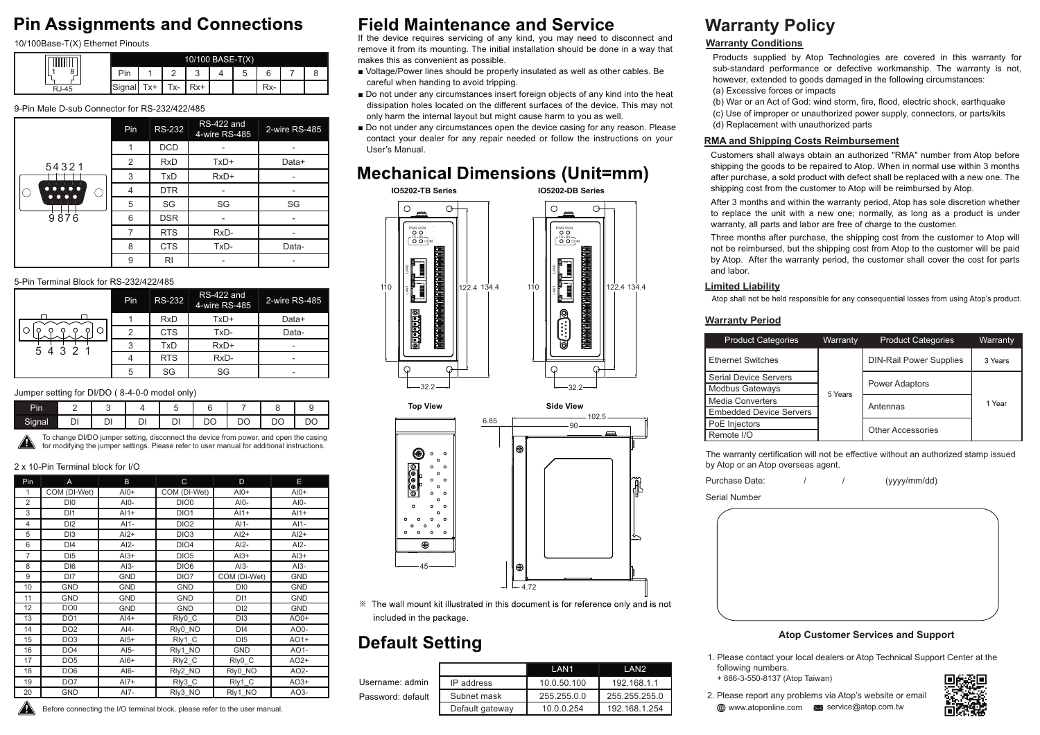# Pin Assignments and Connections

10/100Base-T(X) Ethernet Pinouts

RJ-45

| | 10/100 BASE-T(X) | | | | | | | |
|---|---|---|---|---|---|---|---|---|
| Pin | 1 | 2 | 3 | 4 | 5 | 6 | 7 | 8 |
| Signal | Tx+ | Tx- | Rx+ | | | Rx- | | |

9-Pin Male D-sub Connector for RS-232/422/485

| Pin | RS-232 | RS-422 and 4-wire RS-485 | 2-wire RS-485 |
|---|---|---|---|
| 1 | DCD | - | - |
| 2 | RxD | TxD+ | Data+ |
| 3 | TxD | RxD+ | - |
| 4 | DTR | - | - |
| 5 | SG | SG | SG |
| 6 | DSR | - | - |
| 7 | RTS | RxD- | - |
| 8 | CTS | TxD- | Data- |
| 9 | RI | - | - |

5-Pin Terminal Block for RS-232/422/485

| Pin | RS-232 | RS-422 and 4-wire RS-485 | 2-wire RS-485 |
|---|---|---|---|
| 1 | RxD | TxD+ | Data+ |
| 2 | CTS | TxD- | Data- |
| 3 | TxD | RxD+ | - |
| 4 | RTS | RxD- | - |
| 5 | SG | SG | - |

Jumper setting for DI/DO ( 8-4-0-0 model only)

| Pin | 2 | 3 | 4 | 5 | 6 | 7 | 8 | 9 |
|---|---|---|---|---|---|---|---|---|
| Signal | DI | DI | DI | DI | DO | DO | DO | DO |

To change DI/DO jumper setting, disconnect the device from power, and open the casing for modifying the jumper settings. Please refer to user manual for additional instructions.

2 x 10-Pin Terminal block for I/O

| Pin | A | B | C | D | E |
|---|---|---|---|---|---|
| 1 | COM (DI-Wet) | AI0+ | COM (DI-Wet) | AI0+ | AI0+ |
| 2 | DI0 | AI0- | DIO0 | AI0- | AI0- |
| 3 | DI1 | AI1+ | DIO1 | AI1+ | AI1+ |
| 4 | DI2 | AI1- | DIO2 | AI1- | AI1- |
| 5 | DI3 | AI2+ | DIO3 | AI2+ | AI2+ |
| 6 | DI4 | AI2- | DIO4 | AI2- | AI2- |
| 7 | DI5 | AI3+ | DIO5 | AI3+ | AI3+ |
| 8 | DI6 | AI3- | DIO6 | AI3- | AI3- |
| 9 | DI7 | GND | DIO7 | COM (DI-Wet) | GND |
| 10 | GND | GND | GND | DI0 | GND |
| 11 | GND | GND | GND | DI1 | GND |
| 12 | DO0 | GND | GND | DI2 | GND |
| 13 | DO1 | AI4+ | Rly0_C | DI3 | AO0+ |
| 14 | DO2 | AI4- | Rly0_NO | DI4 | AO0- |
| 15 | DO3 | AI5+ | Rly1_C | DI5 | AO1+ |
| 16 | DO4 | AI5- | Rly1_NO | GND | AO1- |
| 17 | DO5 | AI6+ | Rly2_C | Rly0_C | AO2+ |
| 18 | DO6 | AI6- | Rly2_NO | Rly0_NO | AO2- |
| 19 | DO7 | AI7+ | Rly3_C | Rly1_C | AO3+ |
| 20 | GND | AI7- | Rly3_NO | Rly1_NO | AO3- |

Before connecting the I/O terminal block, please refer to the user manual.

# Field Maintenance and Service

If the device requires servicing of any kind, you may need to disconnect and remove it from its mounting. The initial installation should be done in a way that makes this as convenient as possible.

- Voltage/Power lines should be properly insulated as well as other cables. Be careful when handing to avoid tripping.
- Do not under any circumstances insert foreign objects of any kind into the heat dissipation holes located on the different surfaces of the device. This may not only harm the internal layout but might cause harm to you as well.
- Do not under any circumstances open the device casing for any reason. Please contact your dealer for any repair needed or follow the instructions on your User's Manual.

# Mechanical Dimensions (Unit=mm)

IO5202-TB Series

IO5202-DB Series

110 122.4 134.4 32.2

110 122.4 134.4 32.2

Top View

45

Side View

6.85 102.5 90 4.72

※ The wall mount kit illustrated in this document is for reference only and is not included in the package.

# Default Setting

Username: admin
Password: default

| | LAN1 | LAN2 |
|---|---|---|
| IP address | 10.0.50.100 | 192.168.1.1 |
| Subnet mask | 255.255.0.0 | 255.255.255.0 |
| Default gateway | 10.0.0.254 | 192.168.1.254 |

# Warranty Policy

## Warranty Conditions

Products supplied by Atop Technologies are covered in this warranty for sub-standard performance or defective workmanship. The warranty is not, however, extended to goods damaged in the following circumstances:

(a) Excessive forces or impacts
(b) War or an Act of God: wind storm, fire, flood, electric shock, earthquake
(c) Use of improper or unauthorized power supply, connectors, or parts/kits
(d) Replacement with unauthorized parts

## RMA and Shipping Costs Reimbursement

Customers shall always obtain an authorized "RMA" number from Atop before shipping the goods to be repaired to Atop. When in normal use within 3 months after purchase, a sold product with defect shall be replaced with a new one. The shipping cost from the customer to Atop will be reimbursed by Atop.

After 3 months and within the warranty period, Atop has sole discretion whether to replace the unit with a new one; normally, as long as a product is under warranty, all parts and labor are free of charge to the customer.

Three months after purchase, the shipping cost from the customer to Atop will not be reimbursed, but the shipping cost from Atop to the customer will be paid by Atop. After the warranty period, the customer shall cover the cost for parts and labor.

## Limited Liability

Atop shall not be held responsible for any consequential losses from using Atop's product.

## Warranty Period

| Product Categories | Warranty | Product Categories | Warranty |
|---|---|---|---|
| Ethernet Switches | 5 Years | DIN-Rail Power Supplies | 3 Years |
| Serial Device Servers | | Power Adaptors | 1 Year |
| Modbus Gateways | | | |
| Media Converters | | Antennas | |
| Embedded Device Servers | | | |
| PoE Injectors | | Other Accessories | |
| Remote I/O | | | |

The warranty certification will not be effective without an authorized stamp issued by Atop or an Atop overseas agent.

Purchase Date: / / (yyyy/mm/dd)

Serial Number

### Atop Customer Services and Support

1. Please contact your local dealers or Atop Technical Support Center at the following numbers.
   + 886-3-550-8137 (Atop Taiwan)
2. Please report any problems via Atop's website or email
   www.atoponline.com service@atop.com.tw